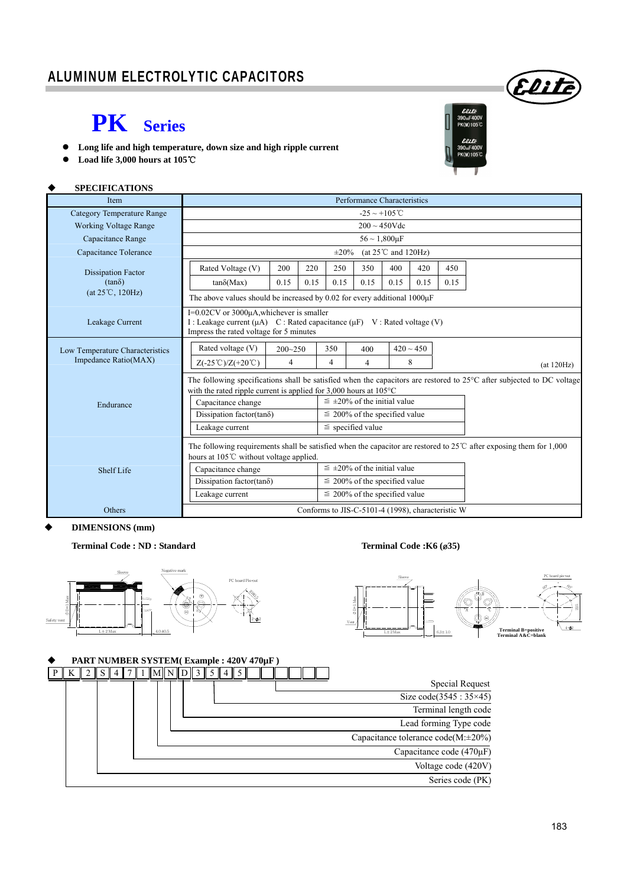# ALUMINUM ELECTROLYTIC CAPACITORS

## PK Series

- **Long life and high temperature, down size and high ripple current**
- **Load life 3,000 hours at 105℃**

### SPECIFICATIONS

| Item | Performance Characteristics |
|---|---|
| Category Temperature Range | -25 ~ +105℃ |
| Working Voltage Range | 200 ~ 450Vdc |
| Capacitance Range | 56 ~ 1,800μF |
| Capacitance Tolerance | ±20% (at 25℃ and 120Hz) |
| Dissipation Factor (tanδ) (at 25℃, 120Hz) | see table below |
| Leakage Current | I=0.02CV or 3000μA,whichever is smaller<br>I : Leakage current (μA) C : Rated capacitance (μF) V : Rated voltage (V)<br>Impress the rated voltage for 5 minutes |
| Low Temperature Characteristics Impedance Ratio(MAX) | see table below |
| Endurance | see below |
| Shelf Life | see below |
| Others | Conforms to JIS-C-5101-4 (1998), characteristic W |

**Dissipation Factor (tanδ) (at 25℃, 120Hz)**

| Rated Voltage (V) | 200 | 220 | 250 | 350 | 400 | 420 | 450 |
|---|---|---|---|---|---|---|---|
| tanδ(Max) | 0.15 | 0.15 | 0.15 | 0.15 | 0.15 | 0.15 | 0.15 |

The above values should be increased by 0.02 for every additional 1000μF

**Low Temperature Characteristics Impedance Ratio(MAX)**

| Rated voltage (V) | 200~250 | 350 | 400 | 420 ~ 450 |
|---|---|---|---|---|
| Z(-25℃)/Z(+20℃) | 4 | 4 | 4 | 8 |

(at 120Hz)

**Endurance**

The following specifications shall be satisfied when the capacitors are restored to 25°C after subjected to DC voltage with the rated ripple current is applied for 3,000 hours at 105°C

| | |
|---|---|
| Capacitance change | ≦ ±20% of the initial value |
| Dissipation factor(tanδ) | ≦ 200% of the specified value |
| Leakage current | ≦ specified value |

**Shelf Life**

The following requirements shall be satisfied when the capacitor are restored to 25℃ after exposing them for 1,000 hours at 105℃ without voltage applied.

| | |
|---|---|
| Capacitance change | ≦ ±20% of the initial value |
| Dissipation factor(tanδ) | ≦ 200% of the specified value |
| Leakage current | ≦ 200% of the specified value |

### DIMENSIONS (mm)

**Terminal Code : ND : Standard**

**Terminal Code :K6 (ø35)**

Terminal B=positive
Terminal A&C=blank

### PART NUMBER SYSTEM( Example : 420V 470μF )

P K 2 S 4 7 1 M N D 3 5 4 5

- Special Request
- Size code(3545 : 35×45)
- Terminal length code
- Lead forming Type code
- Capacitance tolerance code(M:±20%)
- Capacitance code (470μF)
- Voltage code (420V)
- Series code (PK)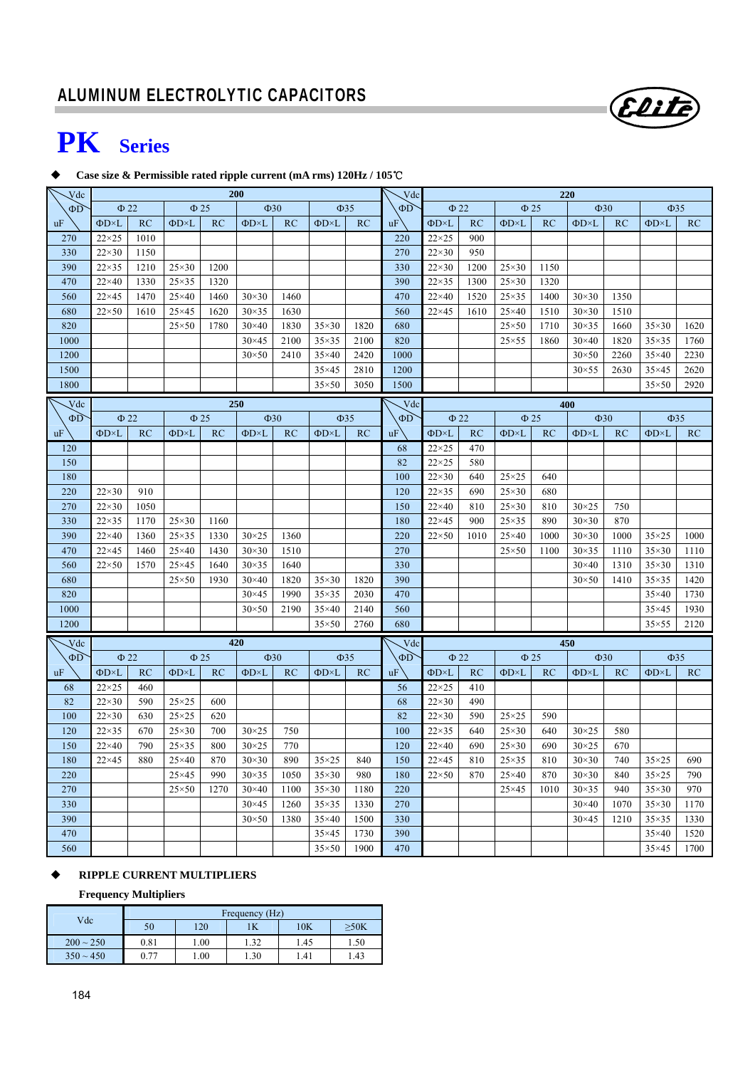# ALUMINUM ELECTROLYTIC CAPACITORS

# PK Series

◆ **Case size & Permissible rated ripple current (mA rms) 120Hz / 105℃**

| Vdc | 200 | | | | | | | | Vdc | 220 | | | | | | | |
|---|---|---|---|---|---|---|---|---|---|---|---|---|---|---|---|---|---|
| ΦD | Φ 22 | | Φ 25 | | Φ30 | | Φ35 | | ΦD | Φ 22 | | Φ 25 | | Φ30 | | Φ35 | |
| uF | ΦD×L | RC | ΦD×L | RC | ΦD×L | RC | ΦD×L | RC | uF | ΦD×L | RC | ΦD×L | RC | ΦD×L | RC | ΦD×L | RC |
| 270 | 22×25 | 1010 | | | | | | | 220 | 22×25 | 900 | | | | | | |
| 330 | 22×30 | 1150 | | | | | | | 270 | 22×30 | 950 | | | | | | |
| 390 | 22×35 | 1210 | 25×30 | 1200 | | | | | 330 | 22×30 | 1200 | 25×30 | 1150 | | | | |
| 470 | 22×40 | 1330 | 25×35 | 1320 | | | | | 390 | 22×35 | 1300 | 25×30 | 1320 | | | | |
| 560 | 22×45 | 1470 | 25×40 | 1460 | 30×30 | 1460 | | | 470 | 22×40 | 1520 | 25×35 | 1400 | 30×30 | 1350 | | |
| 680 | 22×50 | 1610 | 25×45 | 1620 | 30×35 | 1630 | | | 560 | 22×45 | 1610 | 25×40 | 1510 | 30×30 | 1510 | | |
| 820 | | | 25×50 | 1780 | 30×40 | 1830 | 35×30 | 1820 | 680 | | | 25×50 | 1710 | 30×35 | 1660 | 35×30 | 1620 |
| 1000 | | | | | 30×45 | 2100 | 35×35 | 2100 | 820 | | | 25×55 | 1860 | 30×40 | 1820 | 35×35 | 1760 |
| 1200 | | | | | 30×50 | 2410 | 35×40 | 2420 | 1000 | | | | | 30×50 | 2260 | 35×40 | 2230 |
| 1500 | | | | | | | 35×45 | 2810 | 1200 | | | | | 30×55 | 2630 | 35×45 | 2620 |
| 1800 | | | | | | | 35×50 | 3050 | 1500 | | | | | | | 35×50 | 2920 |

| Vdc | 250 | | | | | | | | Vdc | 400 | | | | | | | |
|---|---|---|---|---|---|---|---|---|---|---|---|---|---|---|---|---|---|
| ΦD | Φ 22 | | Φ 25 | | Φ30 | | Φ35 | | ΦD | Φ 22 | | Φ 25 | | Φ30 | | Φ35 | |
| uF | ΦD×L | RC | ΦD×L | RC | ΦD×L | RC | ΦD×L | RC | uF | ΦD×L | RC | ΦD×L | RC | ΦD×L | RC | ΦD×L | RC |
| 120 | | | | | | | | | 68 | 22×25 | 470 | | | | | | |
| 150 | | | | | | | | | 82 | 22×25 | 580 | | | | | | |
| 180 | | | | | | | | | 100 | 22×30 | 640 | 25×25 | 640 | | | | |
| 220 | 22×30 | 910 | | | | | | | 120 | 22×35 | 690 | 25×30 | 680 | | | | |
| 270 | 22×30 | 1050 | | | | | | | 150 | 22×40 | 810 | 25×30 | 810 | 30×25 | 750 | | |
| 330 | 22×35 | 1170 | 25×30 | 1160 | | | | | 180 | 22×45 | 900 | 25×35 | 890 | 30×30 | 870 | | |
| 390 | 22×40 | 1360 | 25×35 | 1330 | 30×25 | 1360 | | | 220 | 22×50 | 1010 | 25×40 | 1000 | 30×30 | 1000 | 35×25 | 1000 |
| 470 | 22×45 | 1460 | 25×40 | 1430 | 30×30 | 1510 | | | 270 | | | 25×50 | 1100 | 30×35 | 1110 | 35×30 | 1110 |
| 560 | 22×50 | 1570 | 25×45 | 1640 | 30×35 | 1640 | | | 330 | | | | | 30×40 | 1310 | 35×30 | 1310 |
| 680 | | | 25×50 | 1930 | 30×40 | 1820 | 35×30 | 1820 | 390 | | | | | 30×50 | 1410 | 35×35 | 1420 |
| 820 | | | | | 30×45 | 1990 | 35×35 | 2030 | 470 | | | | | | | 35×40 | 1730 |
| 1000 | | | | | 30×50 | 2190 | 35×40 | 2140 | 560 | | | | | | | 35×45 | 1930 |
| 1200 | | | | | | | 35×50 | 2760 | 680 | | | | | | | 35×55 | 2120 |

| Vdc | 420 | | | | | | | | Vdc | 450 | | | | | | | |
|---|---|---|---|---|---|---|---|---|---|---|---|---|---|---|---|---|---|
| ΦD | Φ 22 | | Φ 25 | | Φ30 | | Φ35 | | ΦD | Φ 22 | | Φ 25 | | Φ30 | | Φ35 | |
| uF | ΦD×L | RC | ΦD×L | RC | ΦD×L | RC | ΦD×L | RC | uF | ΦD×L | RC | ΦD×L | RC | ΦD×L | RC | ΦD×L | RC |
| 68 | 22×25 | 460 | | | | | | | 56 | 22×25 | 410 | | | | | | |
| 82 | 22×30 | 590 | 25×25 | 600 | | | | | 68 | 22×30 | 490 | | | | | | |
| 100 | 22×30 | 630 | 25×25 | 620 | | | | | 82 | 22×30 | 590 | 25×25 | 590 | | | | |
| 120 | 22×35 | 670 | 25×30 | 700 | 30×25 | 750 | | | 100 | 22×35 | 640 | 25×30 | 640 | 30×25 | 580 | | |
| 150 | 22×40 | 790 | 25×35 | 800 | 30×25 | 770 | | | 120 | 22×40 | 690 | 25×30 | 690 | 30×25 | 670 | | |
| 180 | 22×45 | 880 | 25×40 | 870 | 30×30 | 890 | 35×25 | 840 | 150 | 22×45 | 810 | 25×35 | 810 | 30×30 | 740 | 35×25 | 690 |
| 220 | | | 25×45 | 990 | 30×35 | 1050 | 35×30 | 980 | 180 | 22×50 | 870 | 25×40 | 870 | 30×30 | 840 | 35×25 | 790 |
| 270 | | | 25×50 | 1270 | 30×40 | 1100 | 35×30 | 1180 | 220 | | | 25×45 | 1010 | 30×35 | 940 | 35×30 | 970 |
| 330 | | | | | 30×45 | 1260 | 35×35 | 1330 | 270 | | | | | 30×40 | 1070 | 35×30 | 1170 |
| 390 | | | | | 30×50 | 1380 | 35×40 | 1500 | 330 | | | | | 30×45 | 1210 | 35×35 | 1330 |
| 470 | | | | | | | 35×45 | 1730 | 390 | | | | | | | 35×40 | 1520 |
| 560 | | | | | | | 35×50 | 1900 | 470 | | | | | | | 35×45 | 1700 |

◆ **RIPPLE CURRENT MULTIPLIERS**

**Frequency Multipliers**

| Vdc | Frequency (Hz) | | | | |
|---|---|---|---|---|---|
| | 50 | 120 | 1K | 10K | ≥50K |
| 200 ~ 250 | 0.81 | 1.00 | 1.32 | 1.45 | 1.50 |
| 350 ~ 450 | 0.77 | 1.00 | 1.30 | 1.41 | 1.43 |